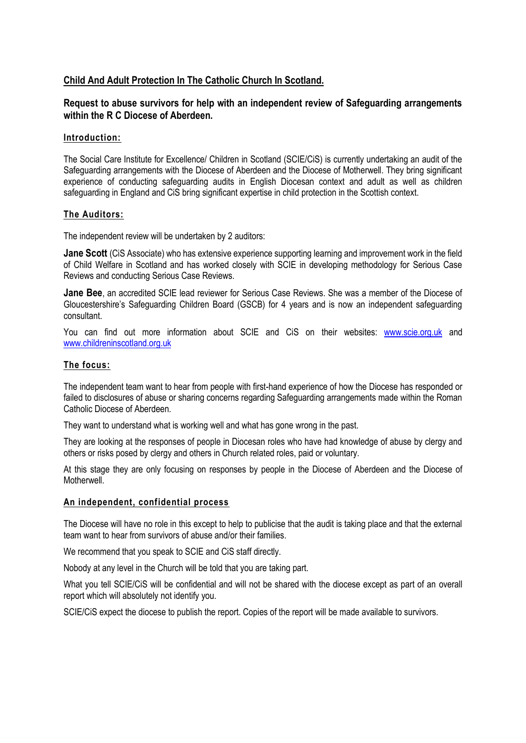## Child And Adult Protection In The Catholic Church In Scotland.

### Request to abuse survivors for help with an independent review of Safeguarding arrangements within the R C Diocese of Aberdeen.

#### Introduction:

The Social Care Institute for Excellence/ Children in Scotland (SCIE/CiS) is currently undertaking an audit of the Safeguarding arrangements with the Diocese of Aberdeen and the Diocese of Motherwell. They bring significant experience of conducting safeguarding audits in English Diocesan context and adult as well as children safeguarding in England and CiS bring significant expertise in child protection in the Scottish context.

#### The Auditors:

The independent review will be undertaken by 2 auditors:

**Jane Scott** (CiS Associate) who has extensive experience supporting learning and improvement work in the field of Child Welfare in Scotland and has worked closely with SCIE in developing methodology for Serious Case Reviews and conducting Serious Case Reviews.

**Jane Bee**, an accredited SCIE lead reviewer for Serious Case Reviews. She was a member of the Diocese of Gloucestershire's Safeguarding Children Board (GSCB) for 4 years and is now an independent safeguarding consultant.

You can find out more information about SCIE and CiS on their websites: [www.scie.org.uk](http://www.scie.org.uk) and [www.childreninscotland.org.uk](http://www.childreninscotland.org.uk)

#### The focus:

The independent team want to hear from people with first-hand experience of how the Diocese has responded or failed to disclosures of abuse or sharing concerns regarding Safeguarding arrangements made within the Roman Catholic Diocese of Aberdeen.

They want to understand what is working well and what has gone wrong in the past.

They are looking at the responses of people in Diocesan roles who have had knowledge of abuse by clergy and others or risks posed by clergy and others in Church related roles, paid or voluntary.

At this stage they are only focusing on responses by people in the Diocese of Aberdeen and the Diocese of Motherwell.

#### An independent, confidential process

The Diocese will have no role in this except to help to publicise that the audit is taking place and that the external team want to hear from survivors of abuse and/or their families.

We recommend that you speak to SCIE and CiS staff directly.

Nobody at any level in the Church will be told that you are taking part.

What you tell SCIE/CiS will be confidential and will not be shared with the diocese except as part of an overall report which will absolutely not identify you.

SCIE/CiS expect the diocese to publish the report. Copies of the report will be made available to survivors.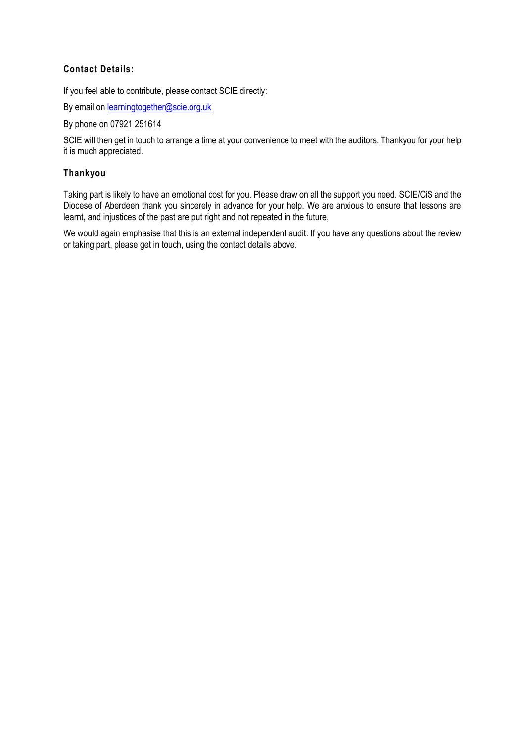## **Contact Details:**

If you feel able to contribute, please contact SCIE directly:

By email on [learningtogether@scie.org.uk](mailto:learningtogether@scie.org.uk)

By phone on 07921 251614

SCIE will then get in touch to arrange a time at your convenience to meet with the auditors. Thankyou for your help it is much appreciated.

## **Thankyou**

Taking part is likely to have an emotional cost for you. Please draw on all the support you need. SCIE/CiS and the Diocese of Aberdeen thank you sincerely in advance for your help. We are anxious to ensure that lessons are learnt, and injustices of the past are put right and not repeated in the future,

We would again emphasise that this is an external independent audit. If you have any questions about the review or taking part, please get in touch, using the contact details above.